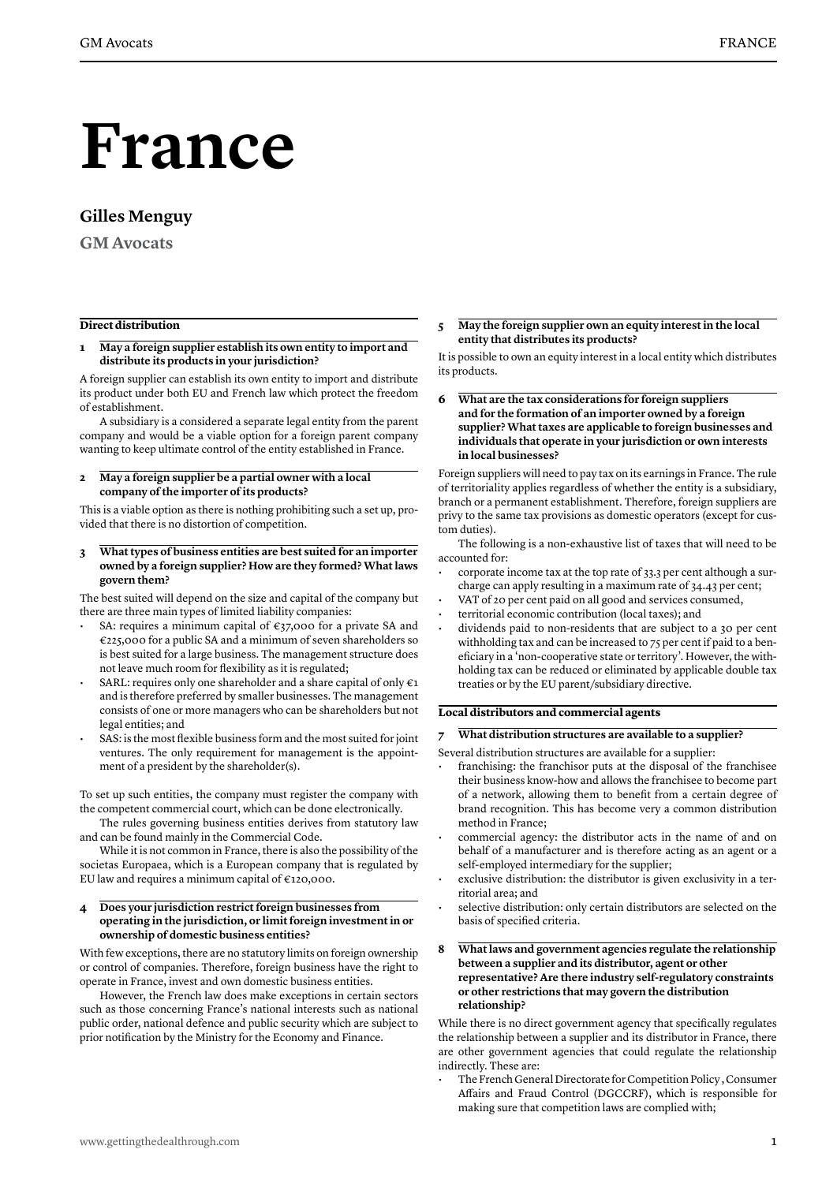# France

## Gilles Menguy

**GM Avocats**

### Direct distribution

**1 May a foreign supplier establish its own entity to import and distribute its products in your jurisdiction?**

A foreign supplier can establish its own entity to import and distribute its product under both EU and French law which protect the freedom of establishment.

A subsidiary is a considered a separate legal entity from the parent company and would be a viable option for a foreign parent company wanting to keep ultimate control of the entity established in France.

**2 May a foreign supplier be a partial owner with a local company of the importer of its products?**

This is a viable option as there is nothing prohibiting such a set up, provided that there is no distortion of competition.

**3 What types of business entities are best suited for an importer owned by a foreign supplier? How are they formed? What laws govern them?**

The best suited will depend on the size and capital of the company but there are three main types of limited liability companies:

- SA: requires a minimum capital of €37,000 for a private SA and €225,000 for a public SA and a minimum of seven shareholders so is best suited for a large business. The management structure does not leave much room for flexibility as it is regulated;
- SARL: requires only one shareholder and a share capital of only €1 and is therefore preferred by smaller businesses. The management consists of one or more managers who can be shareholders but not legal entities; and
- SAS: is the most flexible business form and the most suited for joint ventures. The only requirement for management is the appointment of a president by the shareholder(s).

To set up such entities, the company must register the company with the competent commercial court, which can be done electronically.

The rules governing business entities derives from statutory law and can be found mainly in the Commercial Code.

While it is not common in France, there is also the possibility of the societas Europaea, which is a European company that is regulated by EU law and requires a minimum capital of €120,000.

**4 Does your jurisdiction restrict foreign businesses from operating in the jurisdiction, or limit foreign investment in or ownership of domestic business entities?**

With few exceptions, there are no statutory limits on foreign ownership or control of companies. Therefore, foreign business have the right to operate in France, invest and own domestic business entities.

However, the French law does make exceptions in certain sectors such as those concerning France's national interests such as national public order, national defence and public security which are subject to prior notification by the Ministry for the Economy and Finance.

**5 May the foreign supplier own an equity interest in the local entity that distributes its products?**

It is possible to own an equity interest in a local entity which distributes its products.

**6 What are the tax considerations for foreign suppliers and for the formation of an importer owned by a foreign supplier? What taxes are applicable to foreign businesses and individuals that operate in your jurisdiction or own interests in local businesses?**

Foreign suppliers will need to pay tax on its earnings in France. The rule of territoriality applies regardless of whether the entity is a subsidiary, branch or a permanent establishment. Therefore, foreign suppliers are privy to the same tax provisions as domestic operators (except for custom duties).

The following is a non-exhaustive list of taxes that will need to be accounted for:

- corporate income tax at the top rate of 33.3 per cent although a surcharge can apply resulting in a maximum rate of 34.43 per cent;
- VAT of 20 per cent paid on all good and services consumed,
- territorial economic contribution (local taxes); and
- dividends paid to non-residents that are subject to a 30 per cent withholding tax and can be increased to 75 per cent if paid to a beneficiary in a 'non-cooperative state or territory'. However, the withholding tax can be reduced or eliminated by applicable double tax treaties or by the EU parent/subsidiary directive.

### Local distributors and commercial agents

**7 What distribution structures are available to a supplier?**

Several distribution structures are available for a supplier:

- franchising: the franchisor puts at the disposal of the franchisee their business know-how and allows the franchisee to become part of a network, allowing them to benefit from a certain degree of brand recognition. This has become very a common distribution method in France;
- commercial agency: the distributor acts in the name of and on behalf of a manufacturer and is therefore acting as an agent or a self-employed intermediary for the supplier;
- exclusive distribution: the distributor is given exclusivity in a territorial area; and
- selective distribution: only certain distributors are selected on the basis of specified criteria.

**8 What laws and government agencies regulate the relationship between a supplier and its distributor, agent or other representative? Are there industry self-regulatory constraints or other restrictions that may govern the distribution relationship?**

While there is no direct government agency that specifically regulates the relationship between a supplier and its distributor in France, there are other government agencies that could regulate the relationship indirectly. These are:

- The French General Directorate for Competition Policy , Consumer Affairs and Fraud Control (DGCCRF), which is responsible for making sure that competition laws are complied with;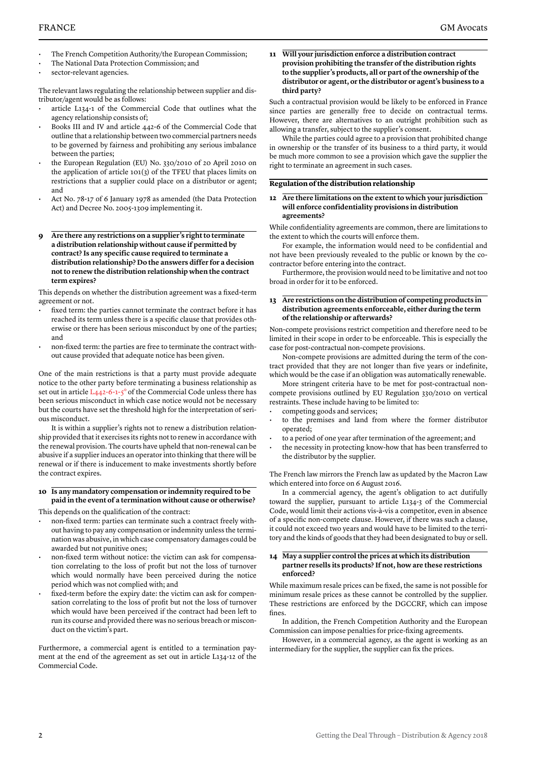- The French Competition Authority/the European Commission;
- The National Data Protection Commission; and
- sector-relevant agencies.

The relevant laws regulating the relationship between supplier and distributor/agent would be as follows:

- article L134-1 of the Commercial Code that outlines what the agency relationship consists of;
- Books III and IV and article 442-6 of the Commercial Code that outline that a relationship between two commercial partners needs to be governed by fairness and prohibiting any serious imbalance between the parties;
- the European Regulation (EU) No. 330/2010 of 20 April 2010 on the application of article 101(3) of the TFEU that places limits on restrictions that a supplier could place on a distributor or agent; and
- Act No. 78-17 of 6 January 1978 as amended (the Data Protection Act) and Decree No. 2005-1309 implementing it.

**9 Are there any restrictions on a supplier's right to terminate a distribution relationship without cause if permitted by contract? Is any specific cause required to terminate a distribution relationship? Do the answers differ for a decision not to renew the distribution relationship when the contract term expires?**

This depends on whether the distribution agreement was a fixed-term agreement or not.

- fixed term: the parties cannot terminate the contract before it has reached its term unless there is a specific clause that provides otherwise or there has been serious misconduct by one of the parties; and
- non-fixed term: the parties are free to terminate the contract without cause provided that adequate notice has been given.

One of the main restrictions is that a party must provide adequate notice to the other party before terminating a business relationship as set out in article L442-6-1-5° of the Commercial Code unless there has been serious misconduct in which case notice would not be necessary but the courts have set the threshold high for the interpretation of serious misconduct.

It is within a supplier's rights not to renew a distribution relationship provided that it exercises its rights not to renew in accordance with the renewal provision. The courts have upheld that non-renewal can be abusive if a supplier induces an operator into thinking that there will be renewal or if there is inducement to make investments shortly before the contract expires.

**10 Is any mandatory compensation or indemnity required to be paid in the event of a termination without cause or otherwise?**

This depends on the qualification of the contract:

- non-fixed term: parties can terminate such a contract freely without having to pay any compensation or indemnity unless the termination was abusive, in which case compensatory damages could be awarded but not punitive ones;
- non-fixed term without notice: the victim can ask for compensation correlating to the loss of profit but not the loss of turnover which would normally have been perceived during the notice period which was not complied with; and
- fixed-term before the expiry date: the victim can ask for compensation correlating to the loss of profit but not the loss of turnover which would have been perceived if the contract had been left to run its course and provided there was no serious breach or misconduct on the victim's part.

Furthermore, a commercial agent is entitled to a termination payment at the end of the agreement as set out in article L134-12 of the Commercial Code.

**11 Will your jurisdiction enforce a distribution contract provision prohibiting the transfer of the distribution rights to the supplier's products, all or part of the ownership of the distributor or agent, or the distributor or agent's business to a third party?**

Such a contractual provision would be likely to be enforced in France since parties are generally free to decide on contractual terms. However, there are alternatives to an outright prohibition such as allowing a transfer, subject to the supplier's consent.

While the parties could agree to a provision that prohibited change in ownership or the transfer of its business to a third party, it would be much more common to see a provision which gave the supplier the right to terminate an agreement in such cases.

## Regulation of the distribution relationship

**12 Are there limitations on the extent to which your jurisdiction will enforce confidentiality provisions in distribution agreements?**

While confidentiality agreements are common, there are limitations to the extent to which the courts will enforce them.

For example, the information would need to be confidential and not have been previously revealed to the public or known by the co-contractor before entering into the contract.

Furthermore, the provision would need to be limitative and not too broad in order for it to be enforced.

**13 Are restrictions on the distribution of competing products in distribution agreements enforceable, either during the term of the relationship or afterwards?**

Non-compete provisions restrict competition and therefore need to be limited in their scope in order to be enforceable. This is especially the case for post-contractual non-compete provisions.

Non-compete provisions are admitted during the term of the contract provided that they are not longer than five years or indefinite, which would be the case if an obligation was automatically renewable.

More stringent criteria have to be met for post-contractual non-compete provisions outlined by EU Regulation 330/2010 on vertical restraints. These include having to be limited to:

- competing goods and services;
- to the premises and land from where the former distributor operated;
- to a period of one year after termination of the agreement; and
- the necessity in protecting know-how that has been transferred to the distributor by the supplier.

The French law mirrors the French law as updated by the Macron Law which entered into force on 6 August 2016.

In a commercial agency, the agent's obligation to act dutifully toward the supplier, pursuant to article L134-3 of the Commercial Code, would limit their actions vis-à-vis a competitor, even in absence of a specific non-compete clause. However, if there was such a clause, it could not exceed two years and would have to be limited to the territory and the kinds of goods that they had been designated to buy or sell.

**14 May a supplier control the prices at which its distribution partner resells its products? If not, how are these restrictions enforced?**

While maximum resale prices can be fixed, the same is not possible for minimum resale prices as these cannot be controlled by the supplier. These restrictions are enforced by the DGCCRF, which can impose fines.

In addition, the French Competition Authority and the European Commission can impose penalties for price-fixing agreements.

However, in a commercial agency, as the agent is working as an intermediary for the supplier, the supplier can fix the prices.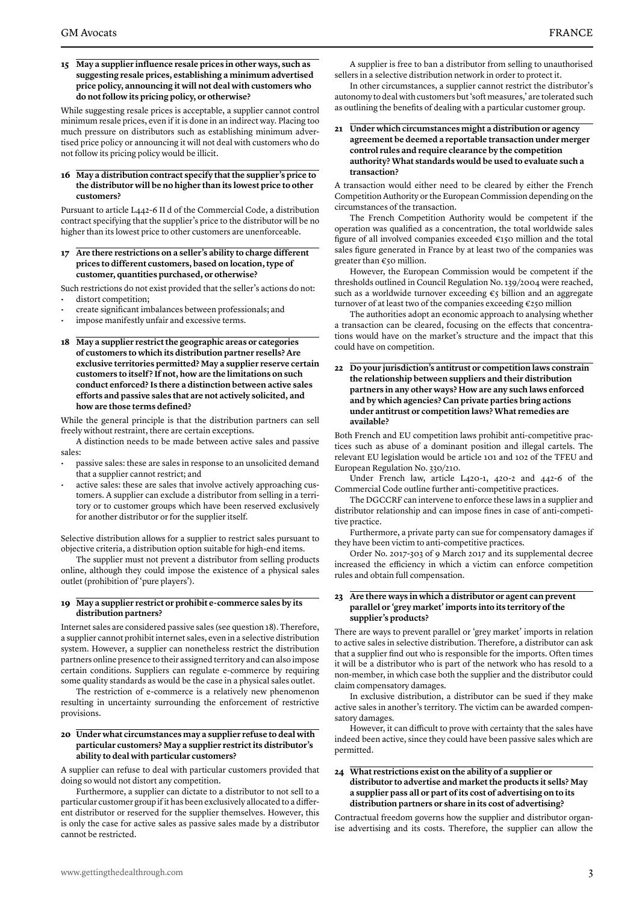**15 May a supplier influence resale prices in other ways, such as suggesting resale prices, establishing a minimum advertised price policy, announcing it will not deal with customers who do not follow its pricing policy, or otherwise?**

While suggesting resale prices is acceptable, a supplier cannot control minimum resale prices, even if it is done in an indirect way. Placing too much pressure on distributors such as establishing minimum advertised price policy or announcing it will not deal with customers who do not follow its pricing policy would be illicit.

**16 May a distribution contract specify that the supplier's price to the distributor will be no higher than its lowest price to other customers?**

Pursuant to article L442-6 II d of the Commercial Code, a distribution contract specifying that the supplier's price to the distributor will be no higher than its lowest price to other customers are unenforceable.

**17 Are there restrictions on a seller's ability to charge different prices to different customers, based on location, type of customer, quantities purchased, or otherwise?**

Such restrictions do not exist provided that the seller's actions do not:

- distort competition;
- create significant imbalances between professionals; and
- impose manifestly unfair and excessive terms.

**18 May a supplier restrict the geographic areas or categories of customers to which its distribution partner resells? Are exclusive territories permitted? May a supplier reserve certain customers to itself? If not, how are the limitations on such conduct enforced? Is there a distinction between active sales efforts and passive sales that are not actively solicited, and how are those terms defined?**

While the general principle is that the distribution partners can sell freely without restraint, there are certain exceptions.

A distinction needs to be made between active sales and passive sales:

- passive sales: these are sales in response to an unsolicited demand that a supplier cannot restrict; and
- active sales: these are sales that involve actively approaching customers. A supplier can exclude a distributor from selling in a territory or to customer groups which have been reserved exclusively for another distributor or for the supplier itself.

Selective distribution allows for a supplier to restrict sales pursuant to objective criteria, a distribution option suitable for high-end items.

The supplier must not prevent a distributor from selling products online, although they could impose the existence of a physical sales outlet (prohibition of 'pure players').

**19 May a supplier restrict or prohibit e-commerce sales by its distribution partners?**

Internet sales are considered passive sales (see question 18). Therefore, a supplier cannot prohibit internet sales, even in a selective distribution system. However, a supplier can nonetheless restrict the distribution partners online presence to their assigned territory and can also impose certain conditions. Suppliers can regulate e-commerce by requiring some quality standards as would be the case in a physical sales outlet.

The restriction of e-commerce is a relatively new phenomenon resulting in uncertainty surrounding the enforcement of restrictive provisions.

**20 Under what circumstances may a supplier refuse to deal with particular customers? May a supplier restrict its distributor's ability to deal with particular customers?**

A supplier can refuse to deal with particular customers provided that doing so would not distort any competition.

Furthermore, a supplier can dictate to a distributor to not sell to a particular customer group if it has been exclusively allocated to a different distributor or reserved for the supplier themselves. However, this is only the case for active sales as passive sales made by a distributor cannot be restricted.

A supplier is free to ban a distributor from selling to unauthorised sellers in a selective distribution network in order to protect it.

In other circumstances, a supplier cannot restrict the distributor's autonomy to deal with customers but 'soft measures,' are tolerated such as outlining the benefits of dealing with a particular customer group.

**21 Under which circumstances might a distribution or agency agreement be deemed a reportable transaction under merger control rules and require clearance by the competition authority? What standards would be used to evaluate such a transaction?**

A transaction would either need to be cleared by either the French Competition Authority or the European Commission depending on the circumstances of the transaction.

The French Competition Authority would be competent if the operation was qualified as a concentration, the total worldwide sales figure of all involved companies exceeded €150 million and the total sales figure generated in France by at least two of the companies was greater than €50 million.

However, the European Commission would be competent if the thresholds outlined in Council Regulation No. 139/2004 were reached, such as a worldwide turnover exceeding €5 billion and an aggregate turnover of at least two of the companies exceeding €250 million

The authorities adopt an economic approach to analysing whether a transaction can be cleared, focusing on the effects that concentrations would have on the market's structure and the impact that this could have on competition.

**22 Do your jurisdiction's antitrust or competition laws constrain the relationship between suppliers and their distribution partners in any other ways? How are any such laws enforced and by which agencies? Can private parties bring actions under antitrust or competition laws? What remedies are available?**

Both French and EU competition laws prohibit anti-competitive practices such as abuse of a dominant position and illegal cartels. The relevant EU legislation would be article 101 and 102 of the TFEU and European Regulation No. 330/210.

Under French law, article L420-1, 420-2 and 442-6 of the Commercial Code outline further anti-competitive practices.

The DGCCRF can intervene to enforce these laws in a supplier and distributor relationship and can impose fines in case of anti-competitive practice.

Furthermore, a private party can sue for compensatory damages if they have been victim to anti-competitive practices.

Order No. 2017-303 of 9 March 2017 and its supplemental decree increased the efficiency in which a victim can enforce competition rules and obtain full compensation.

**23 Are there ways in which a distributor or agent can prevent parallel or 'grey market' imports into its territory of the supplier's products?**

There are ways to prevent parallel or 'grey market' imports in relation to active sales in selective distribution. Therefore, a distributor can ask that a supplier find out who is responsible for the imports. Often times it will be a distributor who is part of the network who has resold to a non-member, in which case both the supplier and the distributor could claim compensatory damages.

In exclusive distribution, a distributor can be sued if they make active sales in another's territory. The victim can be awarded compensatory damages.

However, it can difficult to prove with certainty that the sales have indeed been active, since they could have been passive sales which are permitted.

**24 What restrictions exist on the ability of a supplier or distributor to advertise and market the products it sells? May a supplier pass all or part of its cost of advertising on to its distribution partners or share in its cost of advertising?**

Contractual freedom governs how the supplier and distributor organise advertising and its costs. Therefore, the supplier can allow the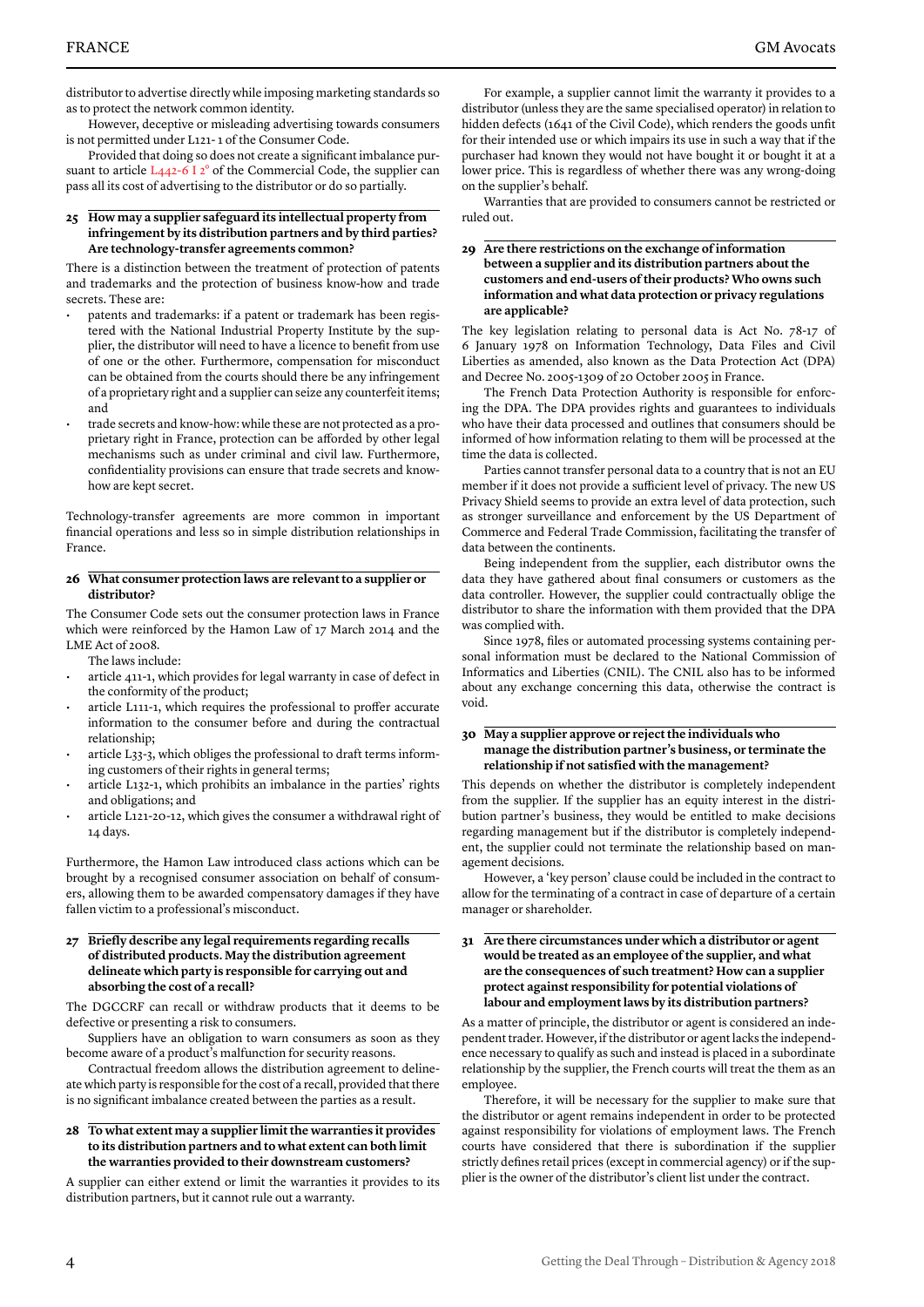distributor to advertise directly while imposing marketing standards so as to protect the network common identity.

However, deceptive or misleading advertising towards consumers is not permitted under L121-1 of the Consumer Code.

Provided that doing so does not create a significant imbalance pursuant to article L442-6 I 2° of the Commercial Code, the supplier can pass all its cost of advertising to the distributor or do so partially.

**25 How may a supplier safeguard its intellectual property from infringement by its distribution partners and by third parties? Are technology-transfer agreements common?**

There is a distinction between the treatment of protection of patents and trademarks and the protection of business know-how and trade secrets. These are:

- patents and trademarks: if a patent or trademark has been registered with the National Industrial Property Institute by the supplier, the distributor will need to have a licence to benefit from use of one or the other. Furthermore, compensation for misconduct can be obtained from the courts should there be any infringement of a proprietary right and a supplier can seize any counterfeit items; and
- trade secrets and know-how: while these are not protected as a proprietary right in France, protection can be afforded by other legal mechanisms such as under criminal and civil law. Furthermore, confidentiality provisions can ensure that trade secrets and know-how are kept secret.

Technology-transfer agreements are more common in important financial operations and less so in simple distribution relationships in France.

**26 What consumer protection laws are relevant to a supplier or distributor?**

The Consumer Code sets out the consumer protection laws in France which were reinforced by the Hamon Law of 17 March 2014 and the LME Act of 2008.

The laws include:

- article 411-1, which provides for legal warranty in case of defect in the conformity of the product;
- article L111-1, which requires the professional to proffer accurate information to the consumer before and during the contractual relationship;
- article L33-3, which obliges the professional to draft terms informing customers of their rights in general terms;
- article L132-1, which prohibits an imbalance in the parties' rights and obligations; and
- article L121-20-12, which gives the consumer a withdrawal right of 14 days.

Furthermore, the Hamon Law introduced class actions which can be brought by a recognised consumer association on behalf of consumers, allowing them to be awarded compensatory damages if they have fallen victim to a professional's misconduct.

**27 Briefly describe any legal requirements regarding recalls of distributed products. May the distribution agreement delineate which party is responsible for carrying out and absorbing the cost of a recall?**

The DGCCRF can recall or withdraw products that it deems to be defective or presenting a risk to consumers.

Suppliers have an obligation to warn consumers as soon as they become aware of a product's malfunction for security reasons.

Contractual freedom allows the distribution agreement to delineate which party is responsible for the cost of a recall, provided that there is no significant imbalance created between the parties as a result.

**28 To what extent may a supplier limit the warranties it provides to its distribution partners and to what extent can both limit the warranties provided to their downstream customers?**

A supplier can either extend or limit the warranties it provides to its distribution partners, but it cannot rule out a warranty.

For example, a supplier cannot limit the warranty it provides to a distributor (unless they are the same specialised operator) in relation to hidden defects (1641 of the Civil Code), which renders the goods unfit for their intended use or which impairs its use in such a way that if the purchaser had known they would not have bought it or bought it at a lower price. This is regardless of whether there was any wrong-doing on the supplier's behalf.

Warranties that are provided to consumers cannot be restricted or ruled out.

**29 Are there restrictions on the exchange of information between a supplier and its distribution partners about the customers and end-users of their products? Who owns such information and what data protection or privacy regulations are applicable?**

The key legislation relating to personal data is Act No. 78-17 of 6 January 1978 on Information Technology, Data Files and Civil Liberties as amended, also known as the Data Protection Act (DPA) and Decree No. 2005-1309 of 20 October 2005 in France.

The French Data Protection Authority is responsible for enforcing the DPA. The DPA provides rights and guarantees to individuals who have their data processed and outlines that consumers should be informed of how information relating to them will be processed at the time the data is collected.

Parties cannot transfer personal data to a country that is not an EU member if it does not provide a sufficient level of privacy. The new US Privacy Shield seems to provide an extra level of data protection, such as stronger surveillance and enforcement by the US Department of Commerce and Federal Trade Commission, facilitating the transfer of data between the continents.

Being independent from the supplier, each distributor owns the data they have gathered about final consumers or customers as the data controller. However, the supplier could contractually oblige the distributor to share the information with them provided that the DPA was complied with.

Since 1978, files or automated processing systems containing personal information must be declared to the National Commission of Informatics and Liberties (CNIL). The CNIL also has to be informed about any exchange concerning this data, otherwise the contract is void.

**30 May a supplier approve or reject the individuals who manage the distribution partner's business, or terminate the relationship if not satisfied with the management?**

This depends on whether the distributor is completely independent from the supplier. If the supplier has an equity interest in the distribution partner's business, they would be entitled to make decisions regarding management but if the distributor is completely independent, the supplier could not terminate the relationship based on management decisions.

However, a 'key person' clause could be included in the contract to allow for the terminating of a contract in case of departure of a certain manager or shareholder.

**31 Are there circumstances under which a distributor or agent would be treated as an employee of the supplier, and what are the consequences of such treatment? How can a supplier protect against responsibility for potential violations of labour and employment laws by its distribution partners?**

As a matter of principle, the distributor or agent is considered an independent trader. However, if the distributor or agent lacks the independence necessary to qualify as such and instead is placed in a subordinate relationship by the supplier, the French courts will treat the them as an employee.

Therefore, it will be necessary for the supplier to make sure that the distributor or agent remains independent in order to be protected against responsibility for violations of employment laws. The French courts have considered that there is subordination if the supplier strictly defines retail prices (except in commercial agency) or if the supplier is the owner of the distributor's client list under the contract.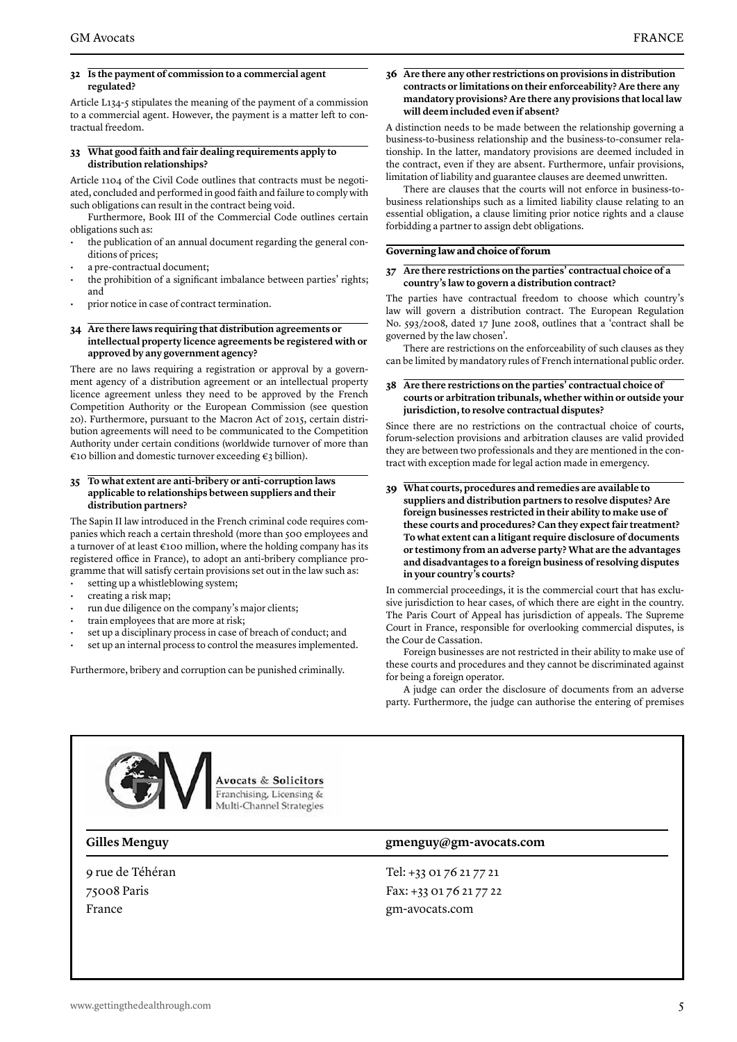### 32 Is the payment of commission to a commercial agent regulated?

Article L134-5 stipulates the meaning of the payment of a commission to a commercial agent. However, the payment is a matter left to contractual freedom.

### 33 What good faith and fair dealing requirements apply to distribution relationships?

Article 1104 of the Civil Code outlines that contracts must be negotiated, concluded and performed in good faith and failure to comply with such obligations can result in the contract being void.

Furthermore, Book III of the Commercial Code outlines certain obligations such as:

- the publication of an annual document regarding the general conditions of prices;
- a pre-contractual document;
- the prohibition of a significant imbalance between parties' rights; and
- prior notice in case of contract termination.

### 34 Are there laws requiring that distribution agreements or intellectual property licence agreements be registered with or approved by any government agency?

There are no laws requiring a registration or approval by a government agency of a distribution agreement or an intellectual property licence agreement unless they need to be approved by the French Competition Authority or the European Commission (see question 20). Furthermore, pursuant to the Macron Act of 2015, certain distribution agreements will need to be communicated to the Competition Authority under certain conditions (worldwide turnover of more than €10 billion and domestic turnover exceeding €3 billion).

### 35 To what extent are anti-bribery or anti-corruption laws applicable to relationships between suppliers and their distribution partners?

The Sapin II law introduced in the French criminal code requires companies which reach a certain threshold (more than 500 employees and a turnover of at least €100 million, where the holding company has its registered office in France), to adopt an anti-bribery compliance programme that will satisfy certain provisions set out in the law such as:

- setting up a whistleblowing system;
- creating a risk map;
- run due diligence on the company's major clients;
- train employees that are more at risk;
- set up a disciplinary process in case of breach of conduct; and
- set up an internal process to control the measures implemented.

Furthermore, bribery and corruption can be punished criminally.

### 36 Are there any other restrictions on provisions in distribution contracts or limitations on their enforceability? Are there any mandatory provisions? Are there any provisions that local law will deem included even if absent?

A distinction needs to be made between the relationship governing a business-to-business relationship and the business-to-consumer relationship. In the latter, mandatory provisions are deemed included in the contract, even if they are absent. Furthermore, unfair provisions, limitation of liability and guarantee clauses are deemed unwritten.

There are clauses that the courts will not enforce in business-to-business relationships such as a limited liability clause relating to an essential obligation, a clause limiting prior notice rights and a clause forbidding a partner to assign debt obligations.

## Governing law and choice of forum

### 37 Are there restrictions on the parties' contractual choice of a country's law to govern a distribution contract?

The parties have contractual freedom to choose which country's law will govern a distribution contract. The European Regulation No. 593/2008, dated 17 June 2008, outlines that a 'contract shall be governed by the law chosen'.

There are restrictions on the enforceability of such clauses as they can be limited by mandatory rules of French international public order.

### 38 Are there restrictions on the parties' contractual choice of courts or arbitration tribunals, whether within or outside your jurisdiction, to resolve contractual disputes?

Since there are no restrictions on the contractual choice of courts, forum-selection provisions and arbitration clauses are valid provided they are between two professionals and they are mentioned in the contract with exception made for legal action made in emergency.

### 39 What courts, procedures and remedies are available to suppliers and distribution partners to resolve disputes? Are foreign businesses restricted in their ability to make use of these courts and procedures? Can they expect fair treatment? To what extent can a litigant require disclosure of documents or testimony from an adverse party? What are the advantages and disadvantages to a foreign business of resolving disputes in your country's courts?

In commercial proceedings, it is the commercial court that has exclusive jurisdiction to hear cases, of which there are eight in the country. The Paris Court of Appeal has jurisdiction of appeals. The Supreme Court in France, responsible for overlooking commercial disputes, is the Cour de Cassation.

Foreign businesses are not restricted in their ability to make use of these courts and procedures and they cannot be discriminated against for being a foreign operator.

A judge can order the disclosure of documents from an adverse party. Furthermore, the judge can authorise the entering of premises

---

**Avocats & Solicitors**
Franchising, Licensing & Multi-Channel Strategies

| **Gilles Menguy** | **gmenguy@gm-avocats.com** |
|---|---|
| 9 rue de Téhéran | Tel: +33 01 76 21 77 21 |
| 75008 Paris | Fax: +33 01 76 21 77 22 |
| France | gm-avocats.com |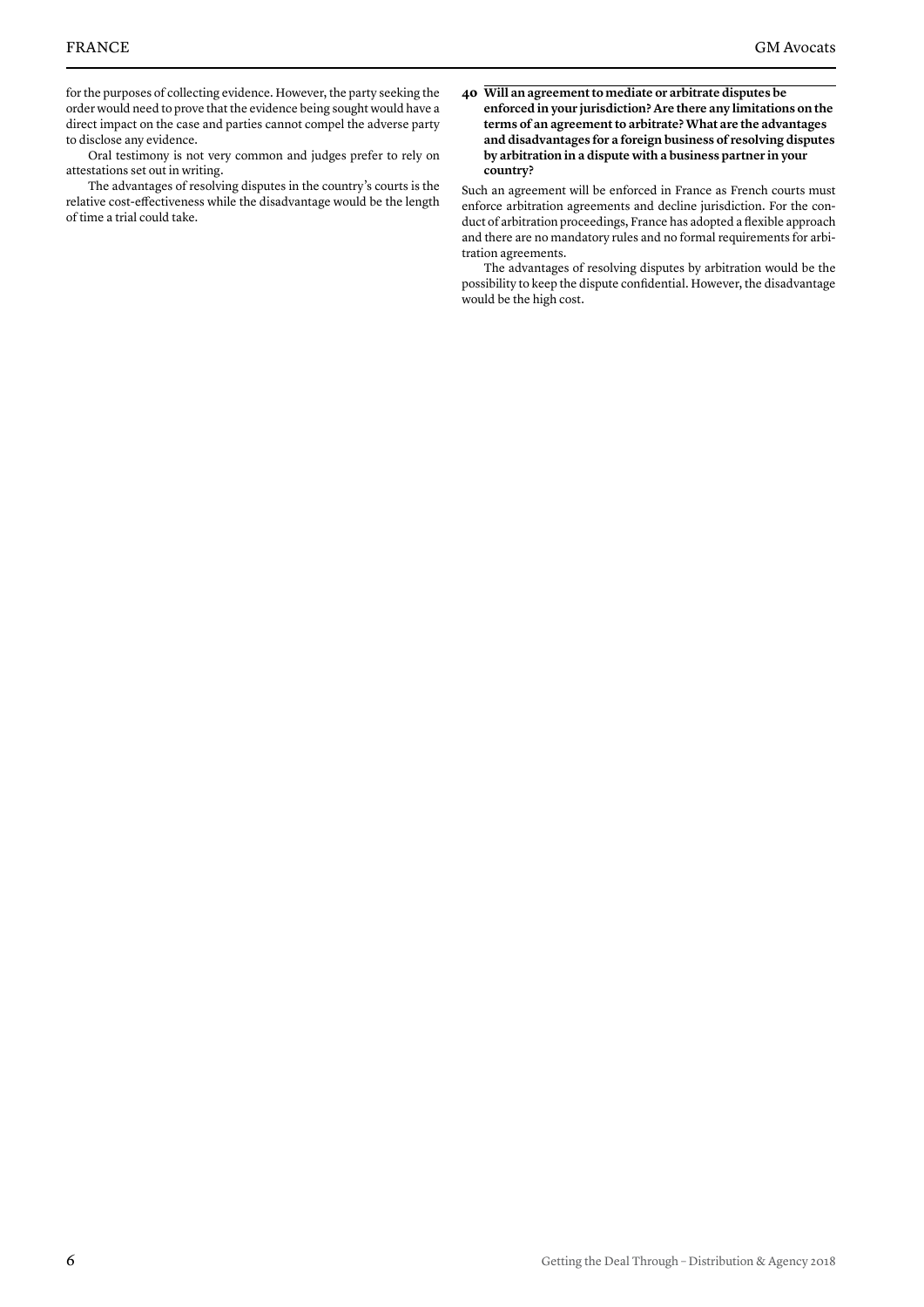for the purposes of collecting evidence. However, the party seeking the order would need to prove that the evidence being sought would have a direct impact on the case and parties cannot compel the adverse party to disclose any evidence.

Oral testimony is not very common and judges prefer to rely on attestations set out in writing.

The advantages of resolving disputes in the country's courts is the relative cost-effectiveness while the disadvantage would be the length of time a trial could take.

**40 Will an agreement to mediate or arbitrate disputes be enforced in your jurisdiction? Are there any limitations on the terms of an agreement to arbitrate? What are the advantages and disadvantages for a foreign business of resolving disputes by arbitration in a dispute with a business partner in your country?**

Such an agreement will be enforced in France as French courts must enforce arbitration agreements and decline jurisdiction. For the conduct of arbitration proceedings, France has adopted a flexible approach and there are no mandatory rules and no formal requirements for arbitration agreements.

The advantages of resolving disputes by arbitration would be the possibility to keep the dispute confidential. However, the disadvantage would be the high cost.